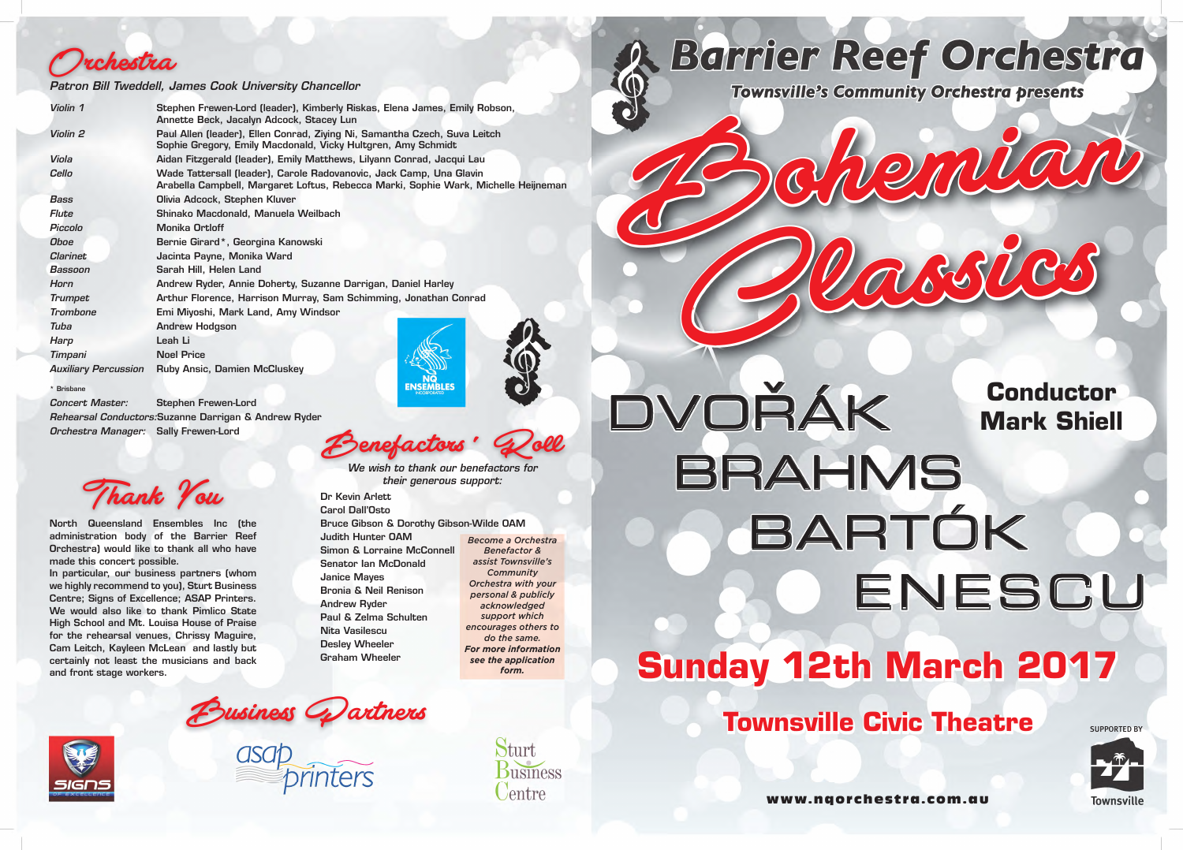## Orchestra

*Patron Bill Tweddell, James Cook University Chancellor*

| | |
|---|---|
| *Violin 1* | Stephen Frewen-Lord (leader), Kimberly Riskas, Elena James, Emily Robson, Annette Beck, Jacalyn Adcock, Stacey Lun |
| *Violin 2* | Paul Allen (leader), Ellen Conrad, Ziying Ni, Samantha Czech, Suva Leitch Sophie Gregory, Emily Macdonald, Vicky Hultgren, Amy Schmidt |
| *Viola* | Aidan Fitzgerald (leader), Emily Matthews, Lilyann Conrad, Jacqui Lau |
| *Cello* | Wade Tattersall (leader), Carole Radovanovic, Jack Camp, Una Glavin Arabella Campbell, Margaret Loftus, Rebecca Marki, Sophie Wark, Michelle Heijneman |
| *Bass* | Olivia Adcock, Stephen Kluver |
| *Flute* | Shinako Macdonald, Manuela Weilbach |
| *Piccolo* | Monika Ortloff |
| *Oboe* | Bernie Girard*, Georgina Kanowski |
| *Clarinet* | Jacinta Payne, Monika Ward |
| *Bassoon* | Sarah Hill, Helen Land |
| *Horn* | Andrew Ryder, Annie Doherty, Suzanne Darrigan, Daniel Harley |
| *Trumpet* | Arthur Florence, Harrison Murray, Sam Schimming, Jonathan Conrad |
| *Trombone* | Emi Miyoshi, Mark Land, Amy Windsor |
| *Tuba* | Andrew Hodgson |
| *Harp* | Leah Li |
| *Timpani* | Noel Price |
| *Auxiliary Percussion* | Ruby Ansic, Damien McCluskey |

\* Brisbane

*Concert Master:* Stephen Frewen-Lord
*Rehearsal Conductors:* Suzanne Darrigan & Andrew Ryder
*Orchestra Manager:* Sally Frewen-Lord

NQ ENSEMBLES INCORPORATED

## Thank You

North Queensland Ensembles Inc (the administration body of the Barrier Reef Orchestra) would like to thank all who have made this concert possible.
In particular, our business partners (whom we highly recommend to you), Sturt Business Centre; Signs of Excellence; ASAP Printers. We would also like to thank Pimlico State High School and Mt. Louisa House of Praise for the rehearsal venues, Chrissy Maguire, Cam Leitch, Kayleen McLean and lastly but certainly not least the musicians and back and front stage workers.

## Benefactors' Roll

*We wish to thank our benefactors for their generous support:*

Dr Kevin Arlett
Carol Dall'Osto
Bruce Gibson & Dorothy Gibson-Wilde OAM
Judith Hunter OAM
Simon & Lorraine McConnell
Senator Ian McDonald
Janice Mayes
Bronia & Neil Renison
Andrew Ryder
Paul & Zelma Schulten
Nita Vasilescu
Desley Wheeler
Graham Wheeler

*Become a Orchestra Benefactor & assist Townsville's Community Orchestra with your personal & publicly acknowledged support which encourages others to do the same.* ***For more information see the application form.***

## Business Partners

SIGNS OF EXCELLENCE
asap printers
Sturt Business Centre

# Barrier Reef Orchestra

**Townsville's Community Orchestra presents**

# Bohemian Classics

DVOŘÁK
BRAHMS
BARTÓK
ENESCU

**Conductor**
**Mark Shiell**

## Sunday 12th March 2017

## Townsville Civic Theatre

SUPPORTED BY
Townsville

**www.nqorchestra.com.au**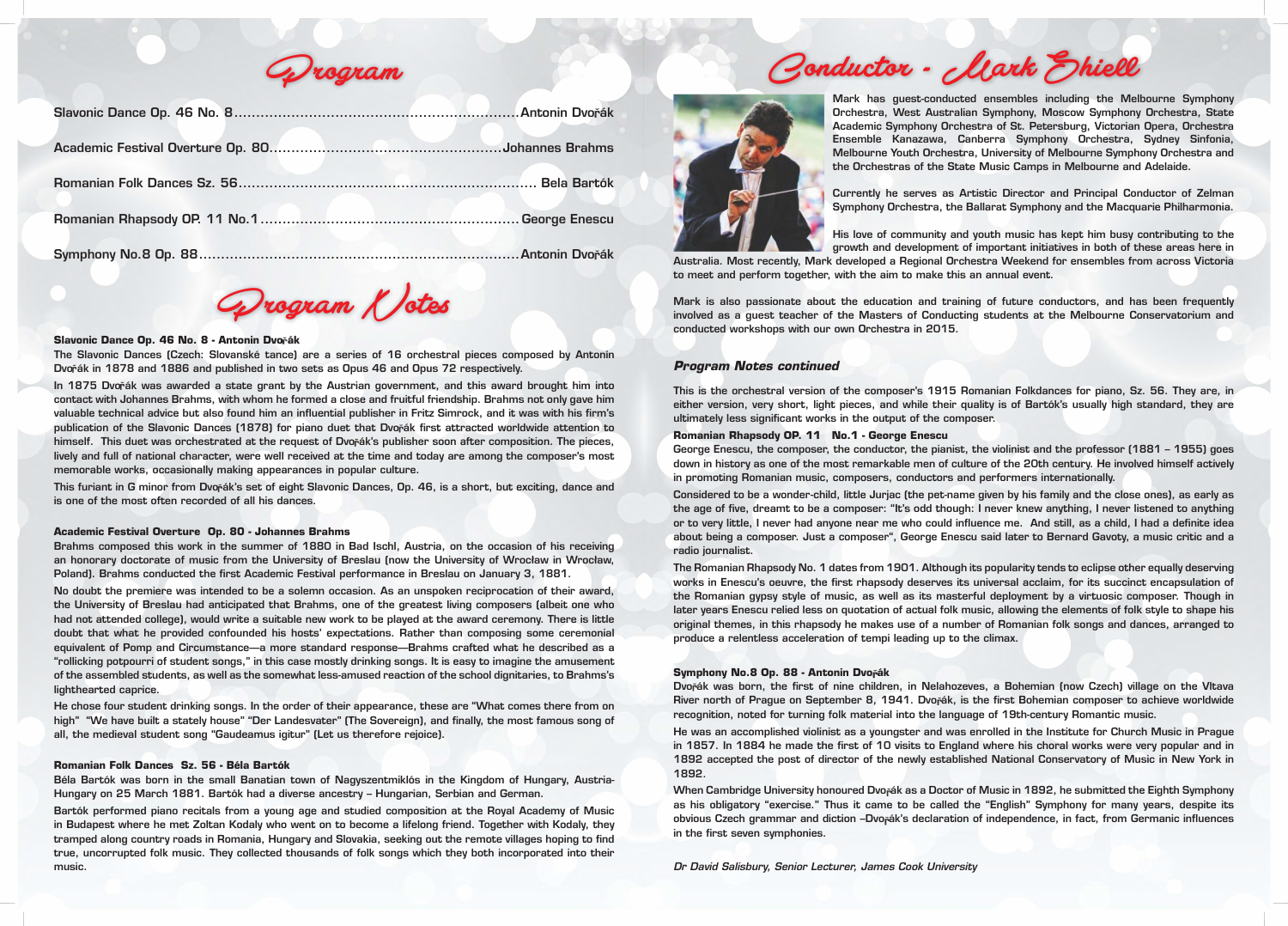# Program

Slavonic Dance Op. 46 No. 8 ........ Antonin Dvořák

Academic Festival Overture Op. 80 ........ Johannes Brahms

Romanian Folk Dances Sz. 56 ........ Bela Bartók

Romanian Rhapsody OP. 11 No.1 ........ George Enescu

Symphony No.8 Op. 88 ........ Antonin Dvořák

# Program Notes

**Slavonic Dance Op. 46 No. 8 - Antonin Dvořák**

The Slavonic Dances (Czech: Slovanské tance) are a series of 16 orchestral pieces composed by Antonín Dvořák in 1878 and 1886 and published in two sets as Opus 46 and Opus 72 respectively.

In 1875 Dvořák was awarded a state grant by the Austrian government, and this award brought him into contact with Johannes Brahms, with whom he formed a close and fruitful friendship. Brahms not only gave him valuable technical advice but also found him an influential publisher in Fritz Simrock, and it was with his firm's publication of the Slavonic Dances (1878) for piano duet that Dvořák first attracted worldwide attention to himself. This duet was orchestrated at the request of Dvořák's publisher soon after composition. The pieces, lively and full of national character, were well received at the time and today are among the composer's most memorable works, occasionally making appearances in popular culture.

This furiant in G minor from Dvořák's set of eight Slavonic Dances, Op. 46, is a short, but exciting, dance and is one of the most often recorded of all his dances.

**Academic Festival Overture Op. 80 - Johannes Brahms**

Brahms composed this work in the summer of 1880 in Bad Ischl, Austria, on the occasion of his receiving an honorary doctorate of music from the University of Breslau (now the University of Wrocław in Wrocław, Poland). Brahms conducted the first Academic Festival performance in Breslau on January 3, 1881.

No doubt the premiere was intended to be a solemn occasion. As an unspoken reciprocation of their award, the University of Breslau had anticipated that Brahms, one of the greatest living composers (albeit one who had not attended college), would write a suitable new work to be played at the award ceremony. There is little doubt that what he provided confounded his hosts' expectations. Rather than composing some ceremonial equivalent of Pomp and Circumstance—a more standard response—Brahms crafted what he described as a "rollicking potpourri of student songs," in this case mostly drinking songs. It is easy to imagine the amusement of the assembled students, as well as the somewhat less-amused reaction of the school dignitaries, to Brahms's lighthearted caprice.

He chose four student drinking songs. In the order of their appearance, these are "What comes there from on high" "We have built a stately house" "Der Landesvater" (The Sovereign), and finally, the most famous song of all, the medieval student song "Gaudeamus igitur" (Let us therefore rejoice).

**Romanian Folk Dances Sz. 56 - Béla Bartók**

Béla Bartók was born in the small Banatian town of Nagyszentmiklós in the Kingdom of Hungary, Austria-Hungary on 25 March 1881. Bartók had a diverse ancestry – Hungarian, Serbian and German.

Bartók performed piano recitals from a young age and studied composition at the Royal Academy of Music in Budapest where he met Zoltan Kodaly who went on to become a lifelong friend. Together with Kodaly, they tramped along country roads in Romania, Hungary and Slovakia, seeking out the remote villages hoping to find true, uncorrupted folk music. They collected thousands of folk songs which they both incorporated into their music.

# Conductor - Mark Shiell

Mark has guest-conducted ensembles including the Melbourne Symphony Orchestra, West Australian Symphony, Moscow Symphony Orchestra, State Academic Symphony Orchestra of St. Petersburg, Victorian Opera, Orchestra Ensemble Kanazawa, Canberra Symphony Orchestra, Sydney Sinfonia, Melbourne Youth Orchestra, University of Melbourne Symphony Orchestra and the Orchestras of the State Music Camps in Melbourne and Adelaide.

Currently he serves as Artistic Director and Principal Conductor of Zelman Symphony Orchestra, the Ballarat Symphony and the Macquarie Philharmonia.

His love of community and youth music has kept him busy contributing to the growth and development of important initiatives in both of these areas here in Australia. Most recently, Mark developed a Regional Orchestra Weekend for ensembles from across Victoria to meet and perform together, with the aim to make this an annual event.

Mark is also passionate about the education and training of future conductors, and has been frequently involved as a guest teacher of the Masters of Conducting students at the Melbourne Conservatorium and conducted workshops with our own Orchestra in 2015.

### *Program Notes continued*

This is the orchestral version of the composer's 1915 Romanian Folkdances for piano, Sz. 56. They are, in either version, very short, light pieces, and while their quality is of Bartók's usually high standard, they are ultimately less significant works in the output of the composer.

**Romanian Rhapsody OP. 11 No.1 - George Enescu**

George Enescu, the composer, the conductor, the pianist, the violinist and the professor (1881 – 1955) goes down in history as one of the most remarkable men of culture of the 20th century. He involved himself actively in promoting Romanian music, composers, conductors and performers internationally.

Considered to be a wonder-child, little Jurjac (the pet-name given by his family and the close ones), as early as the age of five, dreamt to be a composer: "It's odd though: I never knew anything, I never listened to anything or to very little, I never had anyone near me who could influence me. And still, as a child, I had a definite idea about being a composer. Just a composer", George Enescu said later to Bernard Gavoty, a music critic and a radio journalist.

The Romanian Rhapsody No. 1 dates from 1901. Although its popularity tends to eclipse other equally deserving works in Enescu's oeuvre, the first rhapsody deserves its universal acclaim, for its succinct encapsulation of the Romanian gypsy style of music, as well as its masterful deployment by a virtuosic composer. Though in later years Enescu relied less on quotation of actual folk music, allowing the elements of folk style to shape his original themes, in this rhapsody he makes use of a number of Romanian folk songs and dances, arranged to produce a relentless acceleration of tempi leading up to the climax.

**Symphony No.8 Op. 88 - Antonin Dvořák**

Dvořák was born, the first of nine children, in Nelahozeves, a Bohemian (now Czech) village on the Vltava River north of Prague on September 8, 1941. Dvořák, is the first Bohemian composer to achieve worldwide recognition, noted for turning folk material into the language of 19th-century Romantic music.

He was an accomplished violinist as a youngster and was enrolled in the Institute for Church Music in Prague in 1857. In 1884 he made the first of 10 visits to England where his choral works were very popular and in 1892 accepted the post of director of the newly established National Conservatory of Music in New York in 1892.

When Cambridge University honoured Dvořák as a Doctor of Music in 1892, he submitted the Eighth Symphony as his obligatory "exercise." Thus it came to be called the "English" Symphony for many years, despite its obvious Czech grammar and diction –Dvořák's declaration of independence, in fact, from Germanic influences in the first seven symphonies.

*Dr David Salisbury, Senior Lecturer, James Cook University*